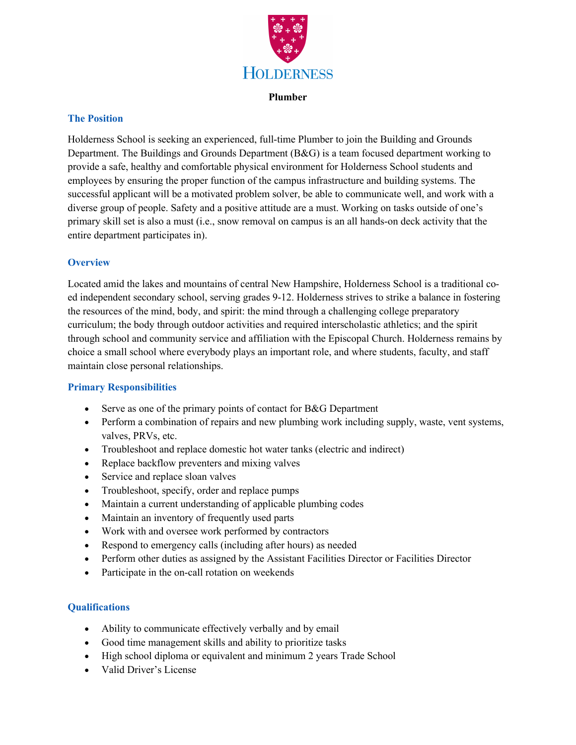HOLDERNESS

# Plumber

## The Position

Holderness School is seeking an experienced, full-time Plumber to join the Building and Grounds Department. The Buildings and Grounds Department (B&G) is a team focused department working to provide a safe, healthy and comfortable physical environment for Holderness School students and employees by ensuring the proper function of the campus infrastructure and building systems. The successful applicant will be a motivated problem solver, be able to communicate well, and work with a diverse group of people. Safety and a positive attitude are a must. Working on tasks outside of one's primary skill set is also a must (i.e., snow removal on campus is an all hands-on deck activity that the entire department participates in).

## Overview

Located amid the lakes and mountains of central New Hampshire, Holderness School is a traditional co-ed independent secondary school, serving grades 9-12. Holderness strives to strike a balance in fostering the resources of the mind, body, and spirit: the mind through a challenging college preparatory curriculum; the body through outdoor activities and required interscholastic athletics; and the spirit through school and community service and affiliation with the Episcopal Church. Holderness remains by choice a small school where everybody plays an important role, and where students, faculty, and staff maintain close personal relationships.

## Primary Responsibilities

- Serve as one of the primary points of contact for B&G Department
- Perform a combination of repairs and new plumbing work including supply, waste, vent systems, valves, PRVs, etc.
- Troubleshoot and replace domestic hot water tanks (electric and indirect)
- Replace backflow preventers and mixing valves
- Service and replace sloan valves
- Troubleshoot, specify, order and replace pumps
- Maintain a current understanding of applicable plumbing codes
- Maintain an inventory of frequently used parts
- Work with and oversee work performed by contractors
- Respond to emergency calls (including after hours) as needed
- Perform other duties as assigned by the Assistant Facilities Director or Facilities Director
- Participate in the on-call rotation on weekends

## Qualifications

- Ability to communicate effectively verbally and by email
- Good time management skills and ability to prioritize tasks
- High school diploma or equivalent and minimum 2 years Trade School
- Valid Driver's License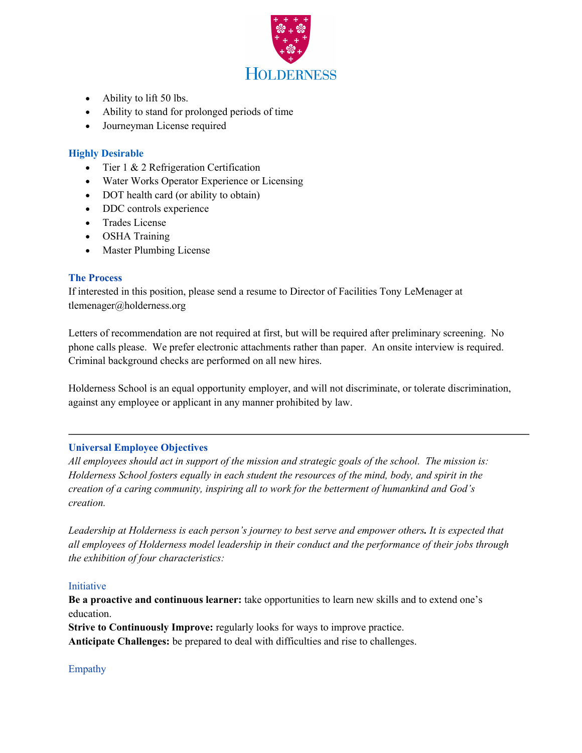- Ability to lift 50 lbs.
- Ability to stand for prolonged periods of time
- Journeyman License required

### Highly Desirable

- Tier 1 & 2 Refrigeration Certification
- Water Works Operator Experience or Licensing
- DOT health card (or ability to obtain)
- DDC controls experience
- Trades License
- OSHA Training
- Master Plumbing License

### The Process

If interested in this position, please send a resume to Director of Facilities Tony LeMenager at tlemenager@holderness.org

Letters of recommendation are not required at first, but will be required after preliminary screening. No phone calls please. We prefer electronic attachments rather than paper. An onsite interview is required. Criminal background checks are performed on all new hires.

Holderness School is an equal opportunity employer, and will not discriminate, or tolerate discrimination, against any employee or applicant in any manner prohibited by law.

---

### Universal Employee Objectives

*All employees should act in support of the mission and strategic goals of the school. The mission is: Holderness School fosters equally in each student the resources of the mind, body, and spirit in the creation of a caring community, inspiring all to work for the betterment of humankind and God's creation.*

*Leadership at Holderness is each person's journey to best serve and empower others. It is expected that all employees of Holderness model leadership in their conduct and the performance of their jobs through the exhibition of four characteristics:*

#### Initiative

**Be a proactive and continuous learner:** take opportunities to learn new skills and to extend one's education.
**Strive to Continuously Improve:** regularly looks for ways to improve practice.
**Anticipate Challenges:** be prepared to deal with difficulties and rise to challenges.

#### Empathy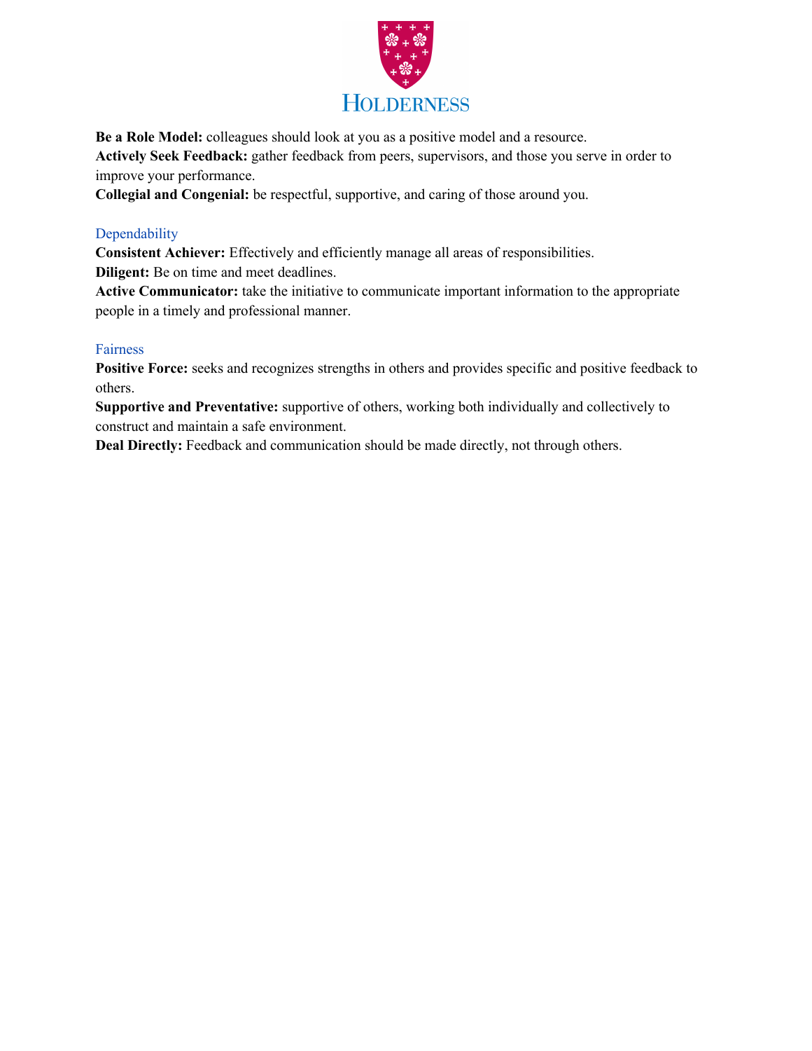**Be a Role Model:** colleagues should look at you as a positive model and a resource.
**Actively Seek Feedback:** gather feedback from peers, supervisors, and those you serve in order to improve your performance.
**Collegial and Congenial:** be respectful, supportive, and caring of those around you.

## Dependability

**Consistent Achiever:** Effectively and efficiently manage all areas of responsibilities.
**Diligent:** Be on time and meet deadlines.
**Active Communicator:** take the initiative to communicate important information to the appropriate people in a timely and professional manner.

## Fairness

**Positive Force:** seeks and recognizes strengths in others and provides specific and positive feedback to others.
**Supportive and Preventative:** supportive of others, working both individually and collectively to construct and maintain a safe environment.
**Deal Directly:** Feedback and communication should be made directly, not through others.